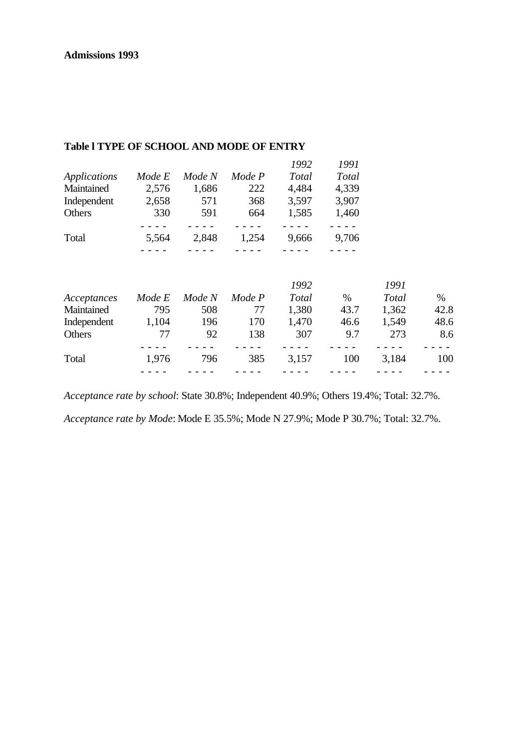**Admissions 1993**

**Table l TYPE OF SCHOOL AND MODE OF ENTRY**

| *Applications* | *Mode E* | *Mode N* | *Mode P* | *1992 Total* | *1991 Total* |
|---|---|---|---|---|---|
| Maintained | 2,576 | 1,686 | 222 | 4,484 | 4,339 |
| Independent | 2,658 | 571 | 368 | 3,597 | 3,907 |
| Others | 330 | 591 | 664 | 1,585 | 1,460 |
| Total | 5,564 | 2,848 | 1,254 | 9,666 | 9,706 |

| *Acceptances* | *Mode E* | *Mode N* | *Mode P* | *1992 Total* | % | *1991 Total* | % |
|---|---|---|---|---|---|---|---|
| Maintained | 795 | 508 | 77 | 1,380 | 43.7 | 1,362 | 42.8 |
| Independent | 1,104 | 196 | 170 | 1,470 | 46.6 | 1,549 | 48.6 |
| Others | 77 | 92 | 138 | 307 | 9.7 | 273 | 8.6 |
| Total | 1,976 | 796 | 385 | 3,157 | 100 | 3,184 | 100 |

*Acceptance rate by school*: State 30.8%; Independent 40.9%; Others 19.4%; Total: 32.7%.

*Acceptance rate by Mode*: Mode E 35.5%; Mode N 27.9%; Mode P 30.7%; Total: 32.7%.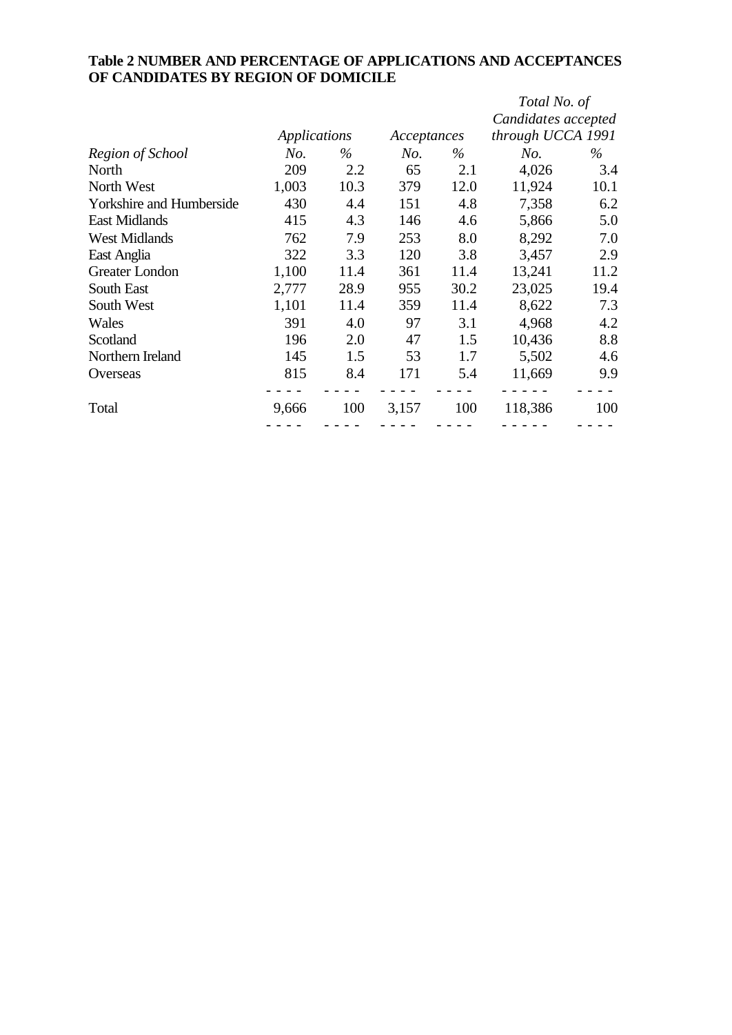**Table 2 NUMBER AND PERCENTAGE OF APPLICATIONS AND ACCEPTANCES OF CANDIDATES BY REGION OF DOMICILE**

| | *Applications* | | *Acceptances* | | *Total No. of Candidates accepted through UCCA 1991* | |
|---|---|---|---|---|---|---|
| *Region of School* | *No.* | *%* | *No.* | *%* | *No.* | *%* |
| North | 209 | 2.2 | 65 | 2.1 | 4,026 | 3.4 |
| North West | 1,003 | 10.3 | 379 | 12.0 | 11,924 | 10.1 |
| Yorkshire and Humberside | 430 | 4.4 | 151 | 4.8 | 7,358 | 6.2 |
| East Midlands | 415 | 4.3 | 146 | 4.6 | 5,866 | 5.0 |
| West Midlands | 762 | 7.9 | 253 | 8.0 | 8,292 | 7.0 |
| East Anglia | 322 | 3.3 | 120 | 3.8 | 3,457 | 2.9 |
| Greater London | 1,100 | 11.4 | 361 | 11.4 | 13,241 | 11.2 |
| South East | 2,777 | 28.9 | 955 | 30.2 | 23,025 | 19.4 |
| South West | 1,101 | 11.4 | 359 | 11.4 | 8,622 | 7.3 |
| Wales | 391 | 4.0 | 97 | 3.1 | 4,968 | 4.2 |
| Scotland | 196 | 2.0 | 47 | 1.5 | 10,436 | 8.8 |
| Northern Ireland | 145 | 1.5 | 53 | 1.7 | 5,502 | 4.6 |
| Overseas | 815 | 8.4 | 171 | 5.4 | 11,669 | 9.9 |
| Total | 9,666 | 100 | 3,157 | 100 | 118,386 | 100 |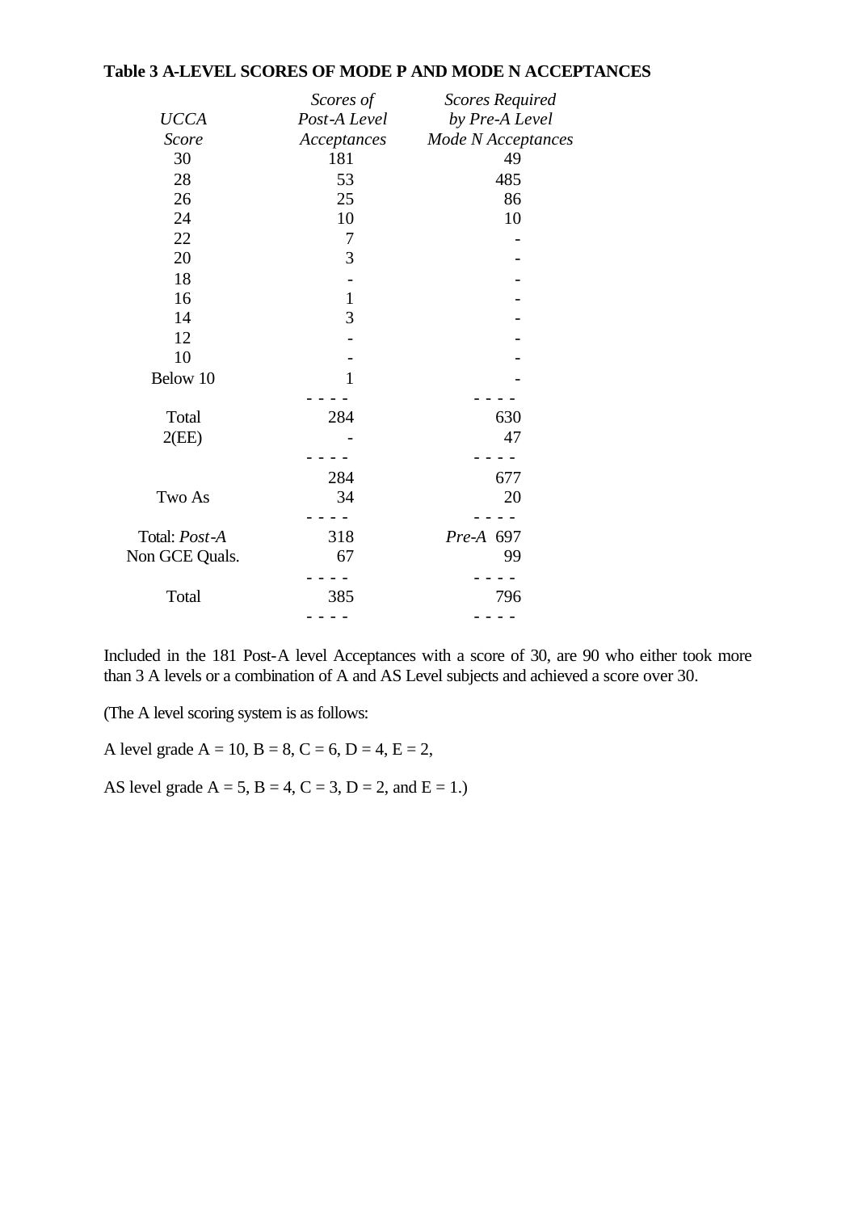**Table 3 A-LEVEL SCORES OF MODE P AND MODE N ACCEPTANCES**

| *UCCA Score* | *Scores of Post-A Level Acceptances* | *Scores Required by Pre-A Level Mode N Acceptances* |
|---|---|---|
| 30 | 181 | 49 |
| 28 | 53 | 485 |
| 26 | 25 | 86 |
| 24 | 10 | 10 |
| 22 | 7 | - |
| 20 | 3 | - |
| 18 | - | - |
| 16 | 1 | - |
| 14 | 3 | - |
| 12 | - | - |
| 10 | - | - |
| Below 10 | 1 | - |
| Total | 284 | 630 |
| 2(EE) | - | 47 |
| | 284 | 677 |
| Two As | 34 | 20 |
| Total: *Post-A* | 318 | *Pre-A* 697 |
| Non GCE Quals. | 67 | 99 |
| Total | 385 | 796 |

Included in the 181 Post-A level Acceptances with a score of 30, are 90 who either took more than 3 A levels or a combination of A and AS Level subjects and achieved a score over 30.

(The A level scoring system is as follows:

A level grade A = 10, B = 8, C = 6, D = 4, E = 2,

AS level grade A = 5, B = 4, C = 3, D = 2, and E = 1.)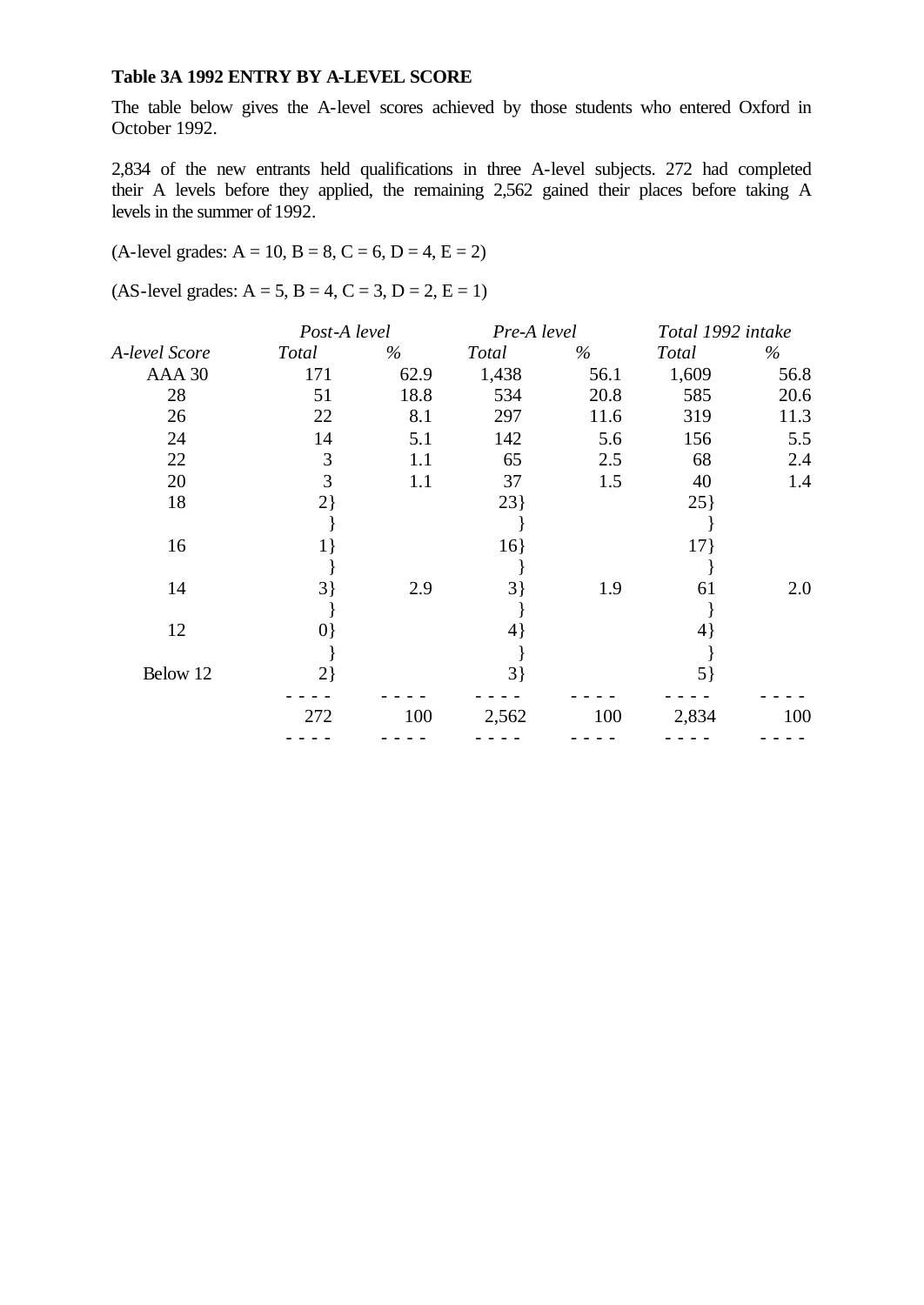**Table 3A 1992 ENTRY BY A-LEVEL SCORE**

The table below gives the A-level scores achieved by those students who entered Oxford in October 1992.

2,834 of the new entrants held qualifications in three A-level subjects. 272 had completed their A levels before they applied, the remaining 2,562 gained their places before taking A levels in the summer of 1992.

(A-level grades: A = 10, B = 8, C = 6, D = 4, E = 2)

(AS-level grades: A = 5, B = 4, C = 3, D = 2, E = 1)

| | *Post-A level* | | *Pre-A level* | | *Total 1992 intake* | |
|---|---|---|---|---|---|---|
| *A-level Score* | *Total* | *%* | *Total* | *%* | *Total* | *%* |
| AAA 30 | 171 | 62.9 | 1,438 | 56.1 | 1,609 | 56.8 |
| 28 | 51 | 18.8 | 534 | 20.8 | 585 | 20.6 |
| 26 | 22 | 8.1 | 297 | 11.6 | 319 | 11.3 |
| 24 | 14 | 5.1 | 142 | 5.6 | 156 | 5.5 |
| 22 | 3 | 1.1 | 65 | 2.5 | 68 | 2.4 |
| 20 | 3 | 1.1 | 37 | 1.5 | 40 | 1.4 |
| 18 | 2} | | 23} | | 25} | |
| 16 | 1} | | 16} | | 17} | |
| 14 | 3} | 2.9 | 3} | 1.9 | 61 | 2.0 |
| 12 | 0} | | 4} | | 4} | |
| Below 12 | 2} | | 3} | | 5} | |
| | 272 | 100 | 2,562 | 100 | 2,834 | 100 |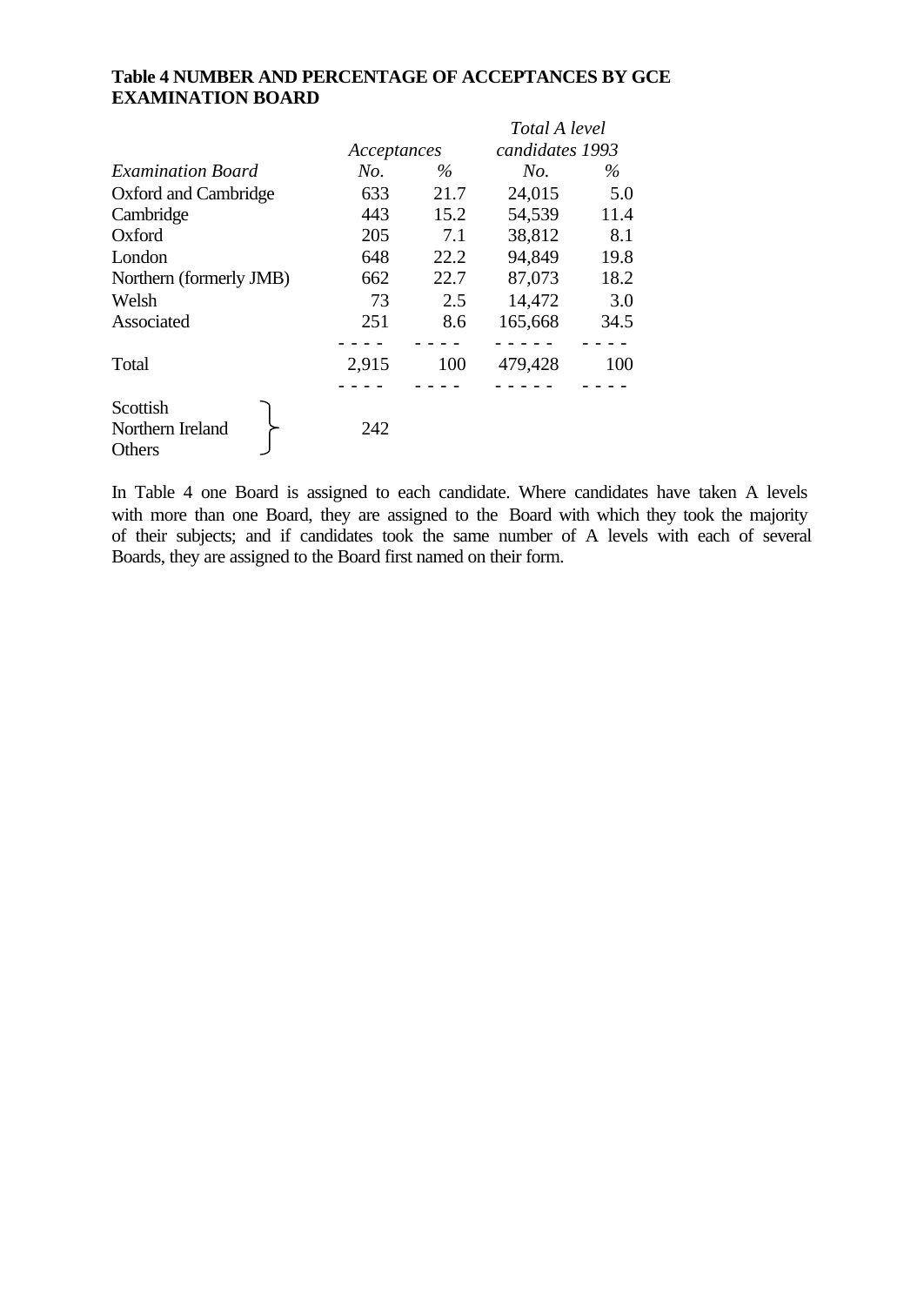**Table 4 NUMBER AND PERCENTAGE OF ACCEPTANCES BY GCE EXAMINATION BOARD**

| *Examination Board* | *Acceptances* *No.* | *%* | *Total A level candidates 1993* *No.* | *%* |
|---|---|---|---|---|
| Oxford and Cambridge | 633 | 21.7 | 24,015 | 5.0 |
| Cambridge | 443 | 15.2 | 54,539 | 11.4 |
| Oxford | 205 | 7.1 | 38,812 | 8.1 |
| London | 648 | 22.2 | 94,849 | 19.8 |
| Northern (formerly JMB) | 662 | 22.7 | 87,073 | 18.2 |
| Welsh | 73 | 2.5 | 14,472 | 3.0 |
| Associated | 251 | 8.6 | 165,668 | 34.5 |
| Total | 2,915 | 100 | 479,428 | 100 |
| Scottish / Northern Ireland / Others | 242 | | | |

In Table 4 one Board is assigned to each candidate. Where candidates have taken A levels with more than one Board, they are assigned to the Board with which they took the majority of their subjects; and if candidates took the same number of A levels with each of several Boards, they are assigned to the Board first named on their form.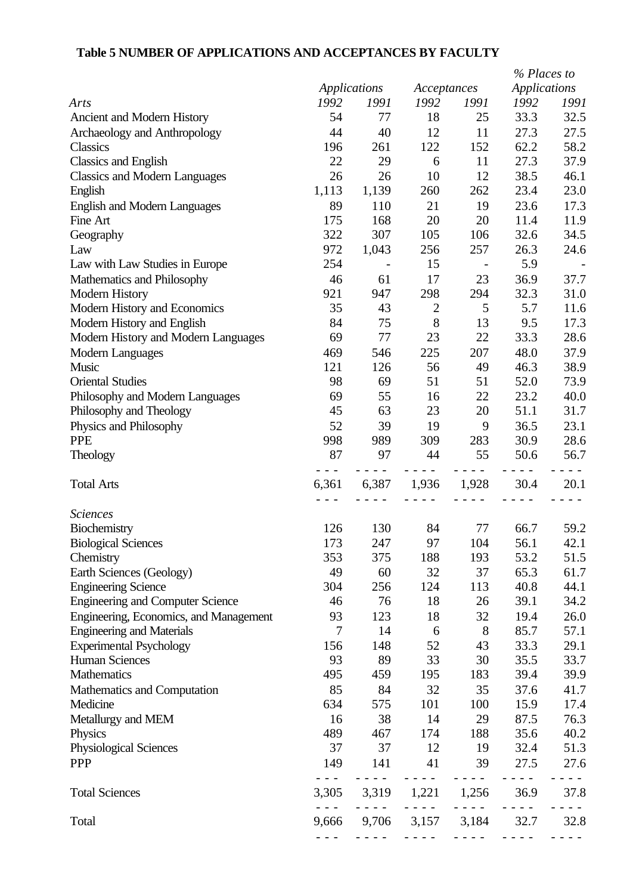**Table 5 NUMBER OF APPLICATIONS AND ACCEPTANCES BY FACULTY**

| | Applications | | Acceptances | | % Places to Applications | |
|---|---|---|---|---|---|---|
| *Arts* | *1992* | *1991* | *1992* | *1991* | *1992* | *1991* |
| Ancient and Modern History | 54 | 77 | 18 | 25 | 33.3 | 32.5 |
| Archaeology and Anthropology | 44 | 40 | 12 | 11 | 27.3 | 27.5 |
| Classics | 196 | 261 | 122 | 152 | 62.2 | 58.2 |
| Classics and English | 22 | 29 | 6 | 11 | 27.3 | 37.9 |
| Classics and Modern Languages | 26 | 26 | 10 | 12 | 38.5 | 46.1 |
| English | 1,113 | 1,139 | 260 | 262 | 23.4 | 23.0 |
| English and Modern Languages | 89 | 110 | 21 | 19 | 23.6 | 17.3 |
| Fine Art | 175 | 168 | 20 | 20 | 11.4 | 11.9 |
| Geography | 322 | 307 | 105 | 106 | 32.6 | 34.5 |
| Law | 972 | 1,043 | 256 | 257 | 26.3 | 24.6 |
| Law with Law Studies in Europe | 254 | - | 15 | - | 5.9 | - |
| Mathematics and Philosophy | 46 | 61 | 17 | 23 | 36.9 | 37.7 |
| Modern History | 921 | 947 | 298 | 294 | 32.3 | 31.0 |
| Modern History and Economics | 35 | 43 | 2 | 5 | 5.7 | 11.6 |
| Modern History and English | 84 | 75 | 8 | 13 | 9.5 | 17.3 |
| Modern History and Modern Languages | 69 | 77 | 23 | 22 | 33.3 | 28.6 |
| Modern Languages | 469 | 546 | 225 | 207 | 48.0 | 37.9 |
| Music | 121 | 126 | 56 | 49 | 46.3 | 38.9 |
| Oriental Studies | 98 | 69 | 51 | 51 | 52.0 | 73.9 |
| Philosophy and Modern Languages | 69 | 55 | 16 | 22 | 23.2 | 40.0 |
| Philosophy and Theology | 45 | 63 | 23 | 20 | 51.1 | 31.7 |
| Physics and Philosophy | 52 | 39 | 19 | 9 | 36.5 | 23.1 |
| PPE | 998 | 989 | 309 | 283 | 30.9 | 28.6 |
| Theology | 87 | 97 | 44 | 55 | 50.6 | 56.7 |
| Total Arts | 6,361 | 6,387 | 1,936 | 1,928 | 30.4 | 20.1 |
| *Sciences* | | | | | | |
| Biochemistry | 126 | 130 | 84 | 77 | 66.7 | 59.2 |
| Biological Sciences | 173 | 247 | 97 | 104 | 56.1 | 42.1 |
| Chemistry | 353 | 375 | 188 | 193 | 53.2 | 51.5 |
| Earth Sciences (Geology) | 49 | 60 | 32 | 37 | 65.3 | 61.7 |
| Engineering Science | 304 | 256 | 124 | 113 | 40.8 | 44.1 |
| Engineering and Computer Science | 46 | 76 | 18 | 26 | 39.1 | 34.2 |
| Engineering, Economics, and Management | 93 | 123 | 18 | 32 | 19.4 | 26.0 |
| Engineering and Materials | 7 | 14 | 6 | 8 | 85.7 | 57.1 |
| Experimental Psychology | 156 | 148 | 52 | 43 | 33.3 | 29.1 |
| Human Sciences | 93 | 89 | 33 | 30 | 35.5 | 33.7 |
| Mathematics | 495 | 459 | 195 | 183 | 39.4 | 39.9 |
| Mathematics and Computation | 85 | 84 | 32 | 35 | 37.6 | 41.7 |
| Medicine | 634 | 575 | 101 | 100 | 15.9 | 17.4 |
| Metallurgy and MEM | 16 | 38 | 14 | 29 | 87.5 | 76.3 |
| Physics | 489 | 467 | 174 | 188 | 35.6 | 40.2 |
| Physiological Sciences | 37 | 37 | 12 | 19 | 32.4 | 51.3 |
| PPP | 149 | 141 | 41 | 39 | 27.5 | 27.6 |
| Total Sciences | 3,305 | 3,319 | 1,221 | 1,256 | 36.9 | 37.8 |
| Total | 9,666 | 9,706 | 3,157 | 3,184 | 32.7 | 32.8 |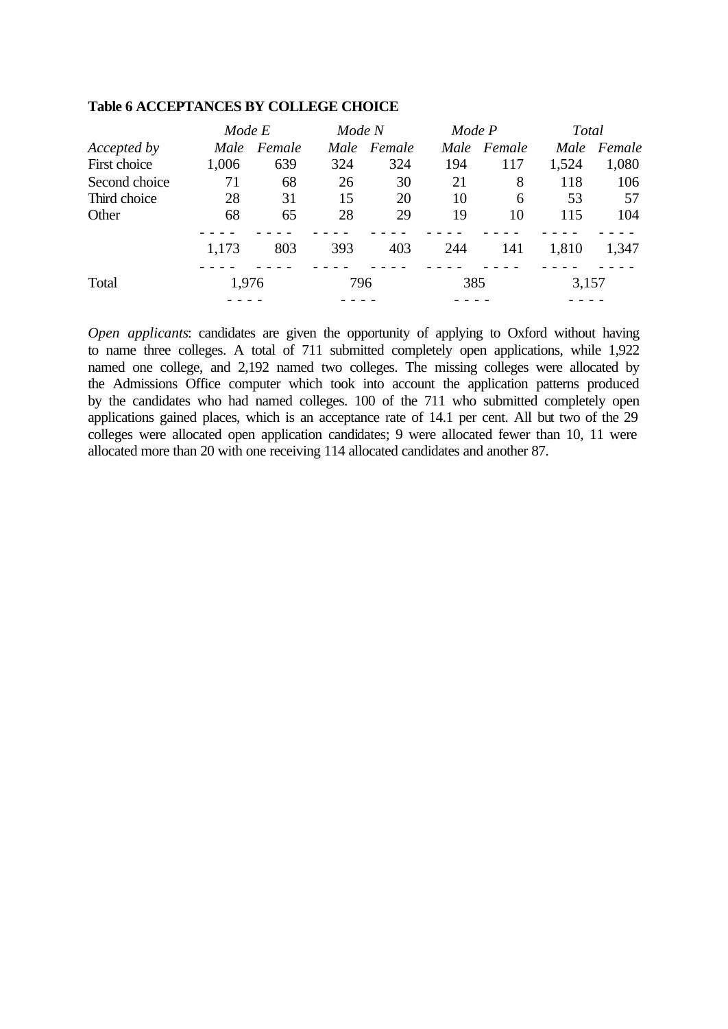**Table 6 ACCEPTANCES BY COLLEGE CHOICE**

| | *Mode E* | | *Mode N* | | *Mode P* | | *Total* | |
|---|---|---|---|---|---|---|---|---|
| *Accepted by* | *Male* | *Female* | *Male* | *Female* | *Male* | *Female* | *Male* | *Female* |
| First choice | 1,006 | 639 | 324 | 324 | 194 | 117 | 1,524 | 1,080 |
| Second choice | 71 | 68 | 26 | 30 | 21 | 8 | 118 | 106 |
| Third choice | 28 | 31 | 15 | 20 | 10 | 6 | 53 | 57 |
| Other | 68 | 65 | 28 | 29 | 19 | 10 | 115 | 104 |
| | 1,173 | 803 | 393 | 403 | 244 | 141 | 1,810 | 1,347 |
| Total | 1,976 | | 796 | | 385 | | 3,157 | |

*Open applicants*: candidates are given the opportunity of applying to Oxford without having to name three colleges. A total of 711 submitted completely open applications, while 1,922 named one college, and 2,192 named two colleges. The missing colleges were allocated by the Admissions Office computer which took into account the application patterns produced by the candidates who had named colleges. 100 of the 711 who submitted completely open applications gained places, which is an acceptance rate of 14.1 per cent. All but two of the 29 colleges were allocated open application candidates; 9 were allocated fewer than 10, 11 were allocated more than 20 with one receiving 114 allocated candidates and another 87.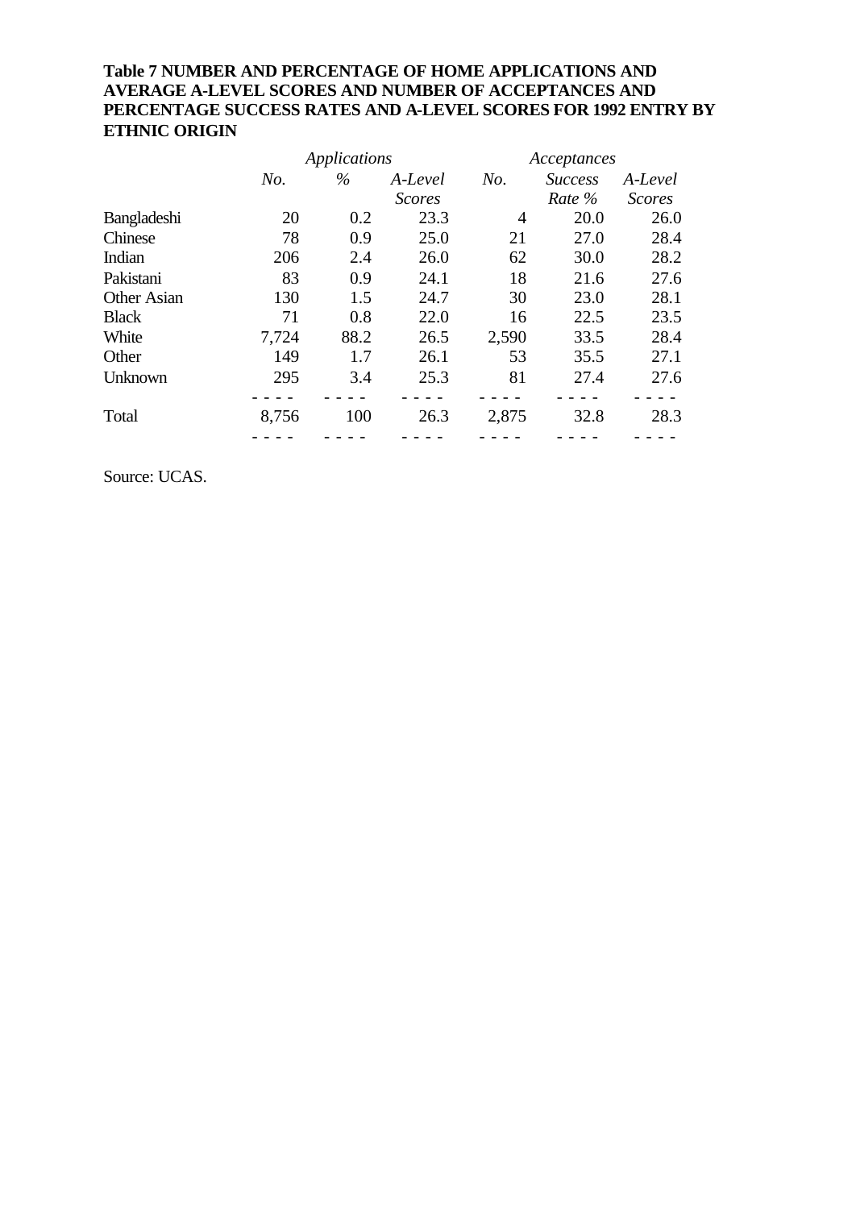**Table 7 NUMBER AND PERCENTAGE OF HOME APPLICATIONS AND AVERAGE A-LEVEL SCORES AND NUMBER OF ACCEPTANCES AND PERCENTAGE SUCCESS RATES AND A-LEVEL SCORES FOR 1992 ENTRY BY ETHNIC ORIGIN**

| | *Applications* | | | *Acceptances* | | |
|---|---|---|---|---|---|---|
| | *No.* | *%* | *A-Level Scores* | *No.* | *Success Rate %* | *A-Level Scores* |
| Bangladeshi | 20 | 0.2 | 23.3 | 4 | 20.0 | 26.0 |
| Chinese | 78 | 0.9 | 25.0 | 21 | 27.0 | 28.4 |
| Indian | 206 | 2.4 | 26.0 | 62 | 30.0 | 28.2 |
| Pakistani | 83 | 0.9 | 24.1 | 18 | 21.6 | 27.6 |
| Other Asian | 130 | 1.5 | 24.7 | 30 | 23.0 | 28.1 |
| Black | 71 | 0.8 | 22.0 | 16 | 22.5 | 23.5 |
| White | 7,724 | 88.2 | 26.5 | 2,590 | 33.5 | 28.4 |
| Other | 149 | 1.7 | 26.1 | 53 | 35.5 | 27.1 |
| Unknown | 295 | 3.4 | 25.3 | 81 | 27.4 | 27.6 |
| Total | 8,756 | 100 | 26.3 | 2,875 | 32.8 | 28.3 |

Source: UCAS.